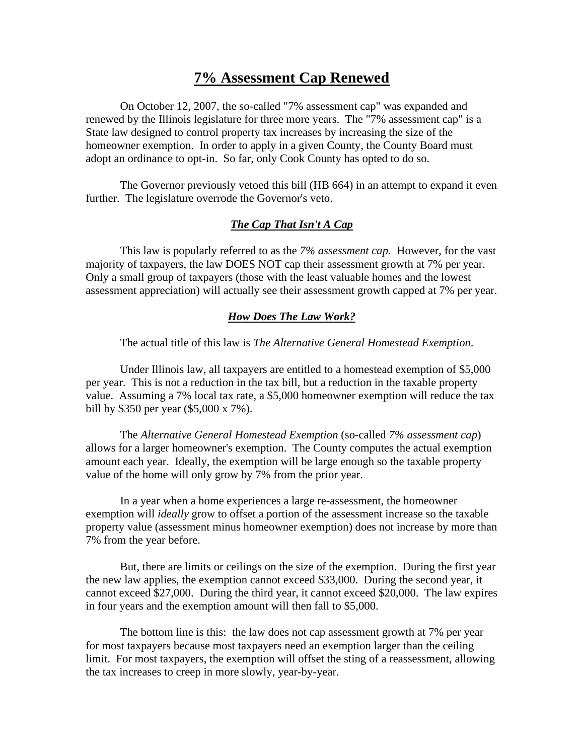# 7% Assessment Cap Renewed

On October 12, 2007, the so-called "7% assessment cap" was expanded and renewed by the Illinois legislature for three more years. The "7% assessment cap" is a State law designed to control property tax increases by increasing the size of the homeowner exemption. In order to apply in a given County, the County Board must adopt an ordinance to opt-in. So far, only Cook County has opted to do so.

The Governor previously vetoed this bill (HB 664) in an attempt to expand it even further. The legislature overrode the Governor's veto.

### *The Cap That Isn't A Cap*

This law is popularly referred to as the *7% assessment cap.* However, for the vast majority of taxpayers, the law DOES NOT cap their assessment growth at 7% per year. Only a small group of taxpayers (those with the least valuable homes and the lowest assessment appreciation) will actually see their assessment growth capped at 7% per year.

### *How Does The Law Work?*

The actual title of this law is *The Alternative General Homestead Exemption*.

Under Illinois law, all taxpayers are entitled to a homestead exemption of $5,000 per year. This is not a reduction in the tax bill, but a reduction in the taxable property value. Assuming a 7% local tax rate, a $5,000 homeowner exemption will reduce the tax bill by $350 per year ($5,000 x 7%).

The *Alternative General Homestead Exemption* (so-called *7% assessment cap*) allows for a larger homeowner's exemption. The County computes the actual exemption amount each year. Ideally, the exemption will be large enough so the taxable property value of the home will only grow by 7% from the prior year.

In a year when a home experiences a large re-assessment, the homeowner exemption will *ideally* grow to offset a portion of the assessment increase so the taxable property value (assessment minus homeowner exemption) does not increase by more than 7% from the year before.

But, there are limits or ceilings on the size of the exemption. During the first year the new law applies, the exemption cannot exceed $33,000. During the second year, it cannot exceed $27,000. During the third year, it cannot exceed $20,000. The law expires in four years and the exemption amount will then fall to $5,000.

The bottom line is this: the law does not cap assessment growth at 7% per year for most taxpayers because most taxpayers need an exemption larger than the ceiling limit. For most taxpayers, the exemption will offset the sting of a reassessment, allowing the tax increases to creep in more slowly, year-by-year.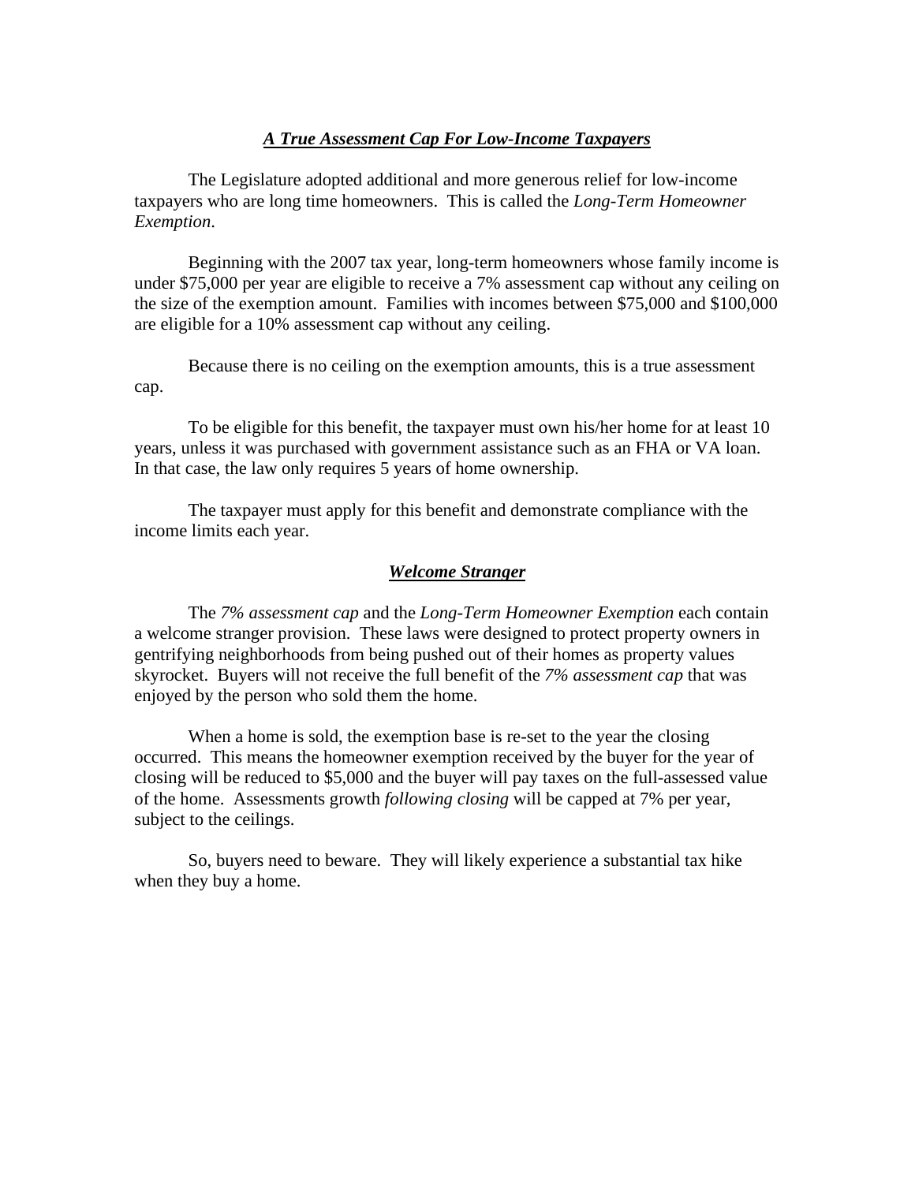## ***A True Assessment Cap For Low-Income Taxpayers***

The Legislature adopted additional and more generous relief for low-income taxpayers who are long time homeowners. This is called the *Long-Term Homeowner Exemption*.

Beginning with the 2007 tax year, long-term homeowners whose family income is under $75,000 per year are eligible to receive a 7% assessment cap without any ceiling on the size of the exemption amount. Families with incomes between $75,000 and $100,000 are eligible for a 10% assessment cap without any ceiling.

Because there is no ceiling on the exemption amounts, this is a true assessment cap.

To be eligible for this benefit, the taxpayer must own his/her home for at least 10 years, unless it was purchased with government assistance such as an FHA or VA loan. In that case, the law only requires 5 years of home ownership.

The taxpayer must apply for this benefit and demonstrate compliance with the income limits each year.

## ***Welcome Stranger***

The *7% assessment cap* and the *Long-Term Homeowner Exemption* each contain a welcome stranger provision. These laws were designed to protect property owners in gentrifying neighborhoods from being pushed out of their homes as property values skyrocket. Buyers will not receive the full benefit of the *7% assessment cap* that was enjoyed by the person who sold them the home.

When a home is sold, the exemption base is re-set to the year the closing occurred. This means the homeowner exemption received by the buyer for the year of closing will be reduced to $5,000 and the buyer will pay taxes on the full-assessed value of the home. Assessments growth *following closing* will be capped at 7% per year, subject to the ceilings.

So, buyers need to beware. They will likely experience a substantial tax hike when they buy a home.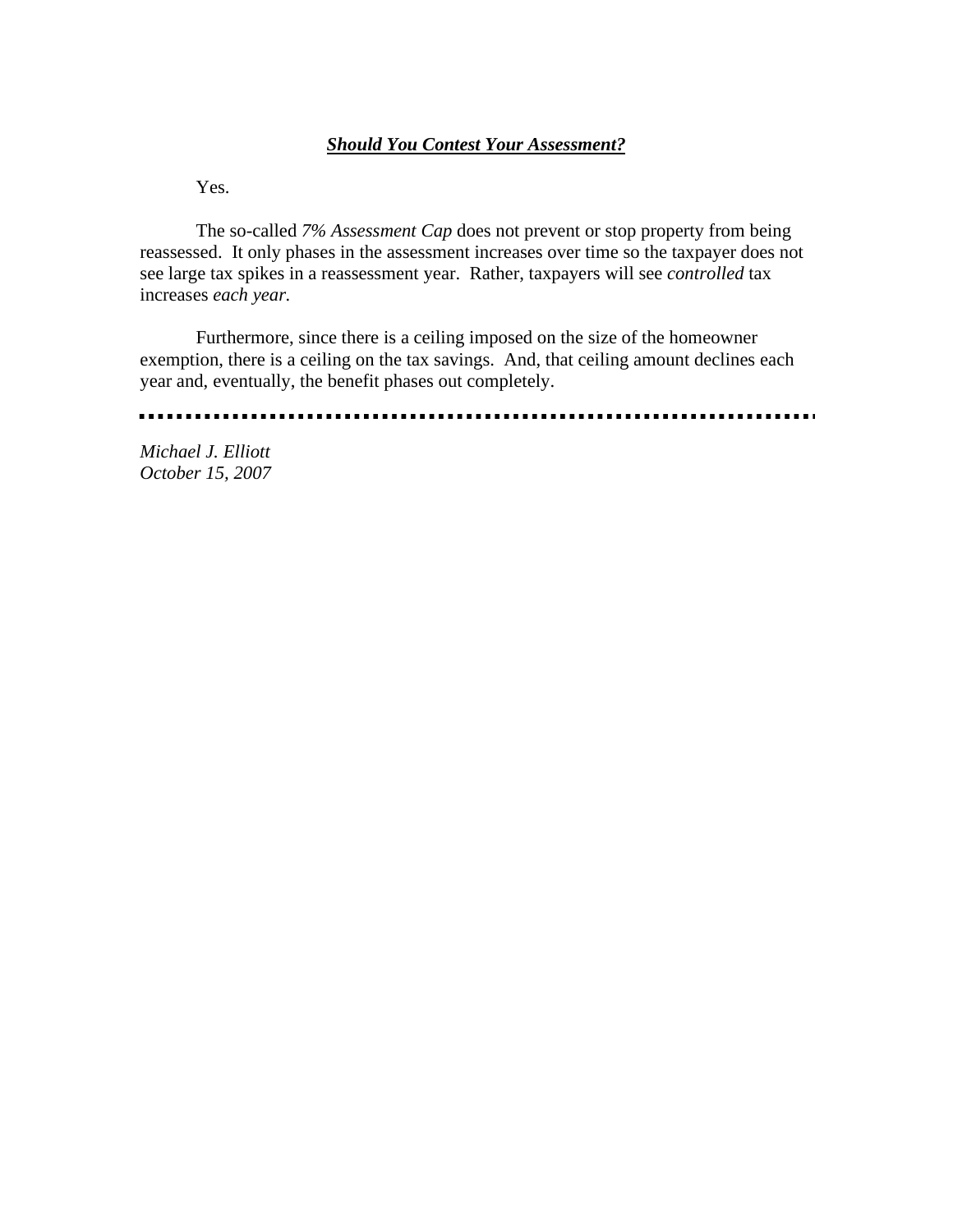## ***Should You Contest Your Assessment?***

Yes.

The so-called *7% Assessment Cap* does not prevent or stop property from being reassessed. It only phases in the assessment increases over time so the taxpayer does not see large tax spikes in a reassessment year. Rather, taxpayers will see *controlled* tax increases *each year*.

Furthermore, since there is a ceiling imposed on the size of the homeowner exemption, there is a ceiling on the tax savings. And, that ceiling amount declines each year and, eventually, the benefit phases out completely.

---

*Michael J. Elliott*
*October 15, 2007*